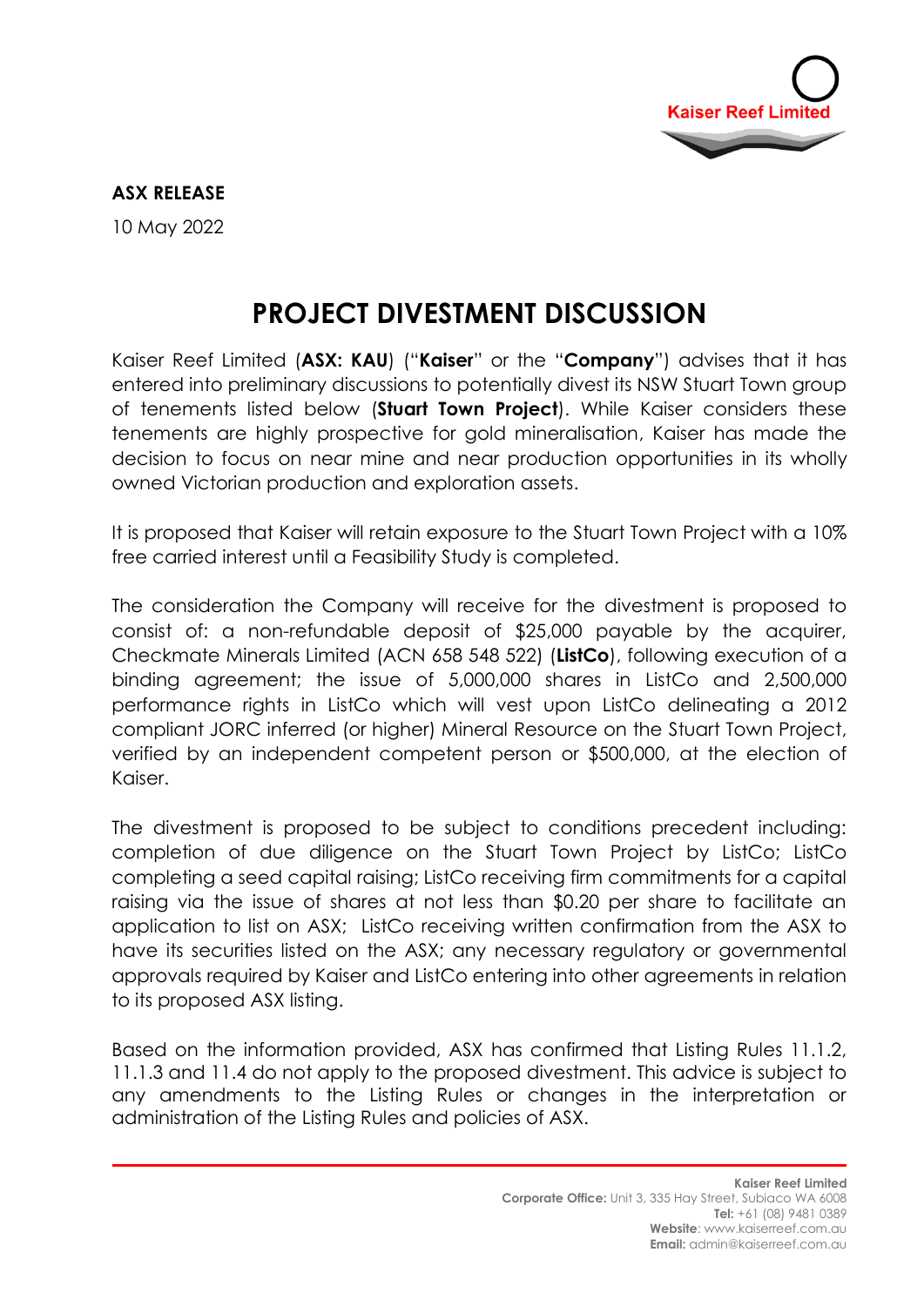Kaiser Reef Limited

**ASX RELEASE**

10 May 2022

# PROJECT DIVESTMENT DISCUSSION

Kaiser Reef Limited (**ASX: KAU**) ("**Kaiser**" or the "**Company**") advises that it has entered into preliminary discussions to potentially divest its NSW Stuart Town group of tenements listed below (**Stuart Town Project**). While Kaiser considers these tenements are highly prospective for gold mineralisation, Kaiser has made the decision to focus on near mine and near production opportunities in its wholly owned Victorian production and exploration assets.

It is proposed that Kaiser will retain exposure to the Stuart Town Project with a 10% free carried interest until a Feasibility Study is completed.

The consideration the Company will receive for the divestment is proposed to consist of: a non-refundable deposit of $25,000 payable by the acquirer, Checkmate Minerals Limited (ACN 658 548 522) (**ListCo**), following execution of a binding agreement; the issue of 5,000,000 shares in ListCo and 2,500,000 performance rights in ListCo which will vest upon ListCo delineating a 2012 compliant JORC inferred (or higher) Mineral Resource on the Stuart Town Project, verified by an independent competent person or $500,000, at the election of Kaiser.

The divestment is proposed to be subject to conditions precedent including: completion of due diligence on the Stuart Town Project by ListCo; ListCo completing a seed capital raising; ListCo receiving firm commitments for a capital raising via the issue of shares at not less than $0.20 per share to facilitate an application to list on ASX; ListCo receiving written confirmation from the ASX to have its securities listed on the ASX; any necessary regulatory or governmental approvals required by Kaiser and ListCo entering into other agreements in relation to its proposed ASX listing.

Based on the information provided, ASX has confirmed that Listing Rules 11.1.2, 11.1.3 and 11.4 do not apply to the proposed divestment. This advice is subject to any amendments to the Listing Rules or changes in the interpretation or administration of the Listing Rules and policies of ASX.

**Kaiser Reef Limited**
**Corporate Office:** Unit 3, 335 Hay Street, Subiaco WA 6008
**Tel:** +61 (08) 9481 0389
**Website**: www.kaiserreef.com.au
**Email:** admin@kaiserreef.com.au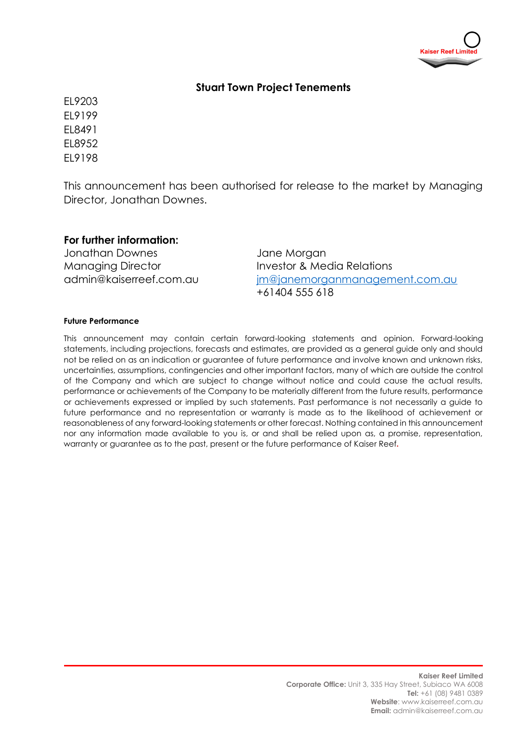## Stuart Town Project Tenements

EL9203
EL9199
EL8491
EL8952
EL9198

This announcement has been authorised for release to the market by Managing Director, Jonathan Downes.

**For further information:**

Jonathan Downes
Managing Director
admin@kaiserreef.com.au

Jane Morgan
Investor & Media Relations
jm@janemorganmanagement.com.au
+61404 555 618

**Future Performance**

This announcement may contain certain forward-looking statements and opinion. Forward-looking statements, including projections, forecasts and estimates, are provided as a general guide only and should not be relied on as an indication or guarantee of future performance and involve known and unknown risks, uncertainties, assumptions, contingencies and other important factors, many of which are outside the control of the Company and which are subject to change without notice and could cause the actual results, performance or achievements of the Company to be materially different from the future results, performance or achievements expressed or implied by such statements. Past performance is not necessarily a guide to future performance and no representation or warranty is made as to the likelihood of achievement or reasonableness of any forward-looking statements or other forecast. Nothing contained in this announcement nor any information made available to you is, or and shall be relied upon as, a promise, representation, warranty or guarantee as to the past, present or the future performance of Kaiser Reef.

**Kaiser Reef Limited**
**Corporate Office:** Unit 3, 335 Hay Street, Subiaco WA 6008
**Tel:** +61 (08) 9481 0389
**Website**: www.kaiserreef.com.au
**Email:** admin@kaiserreef.com.au